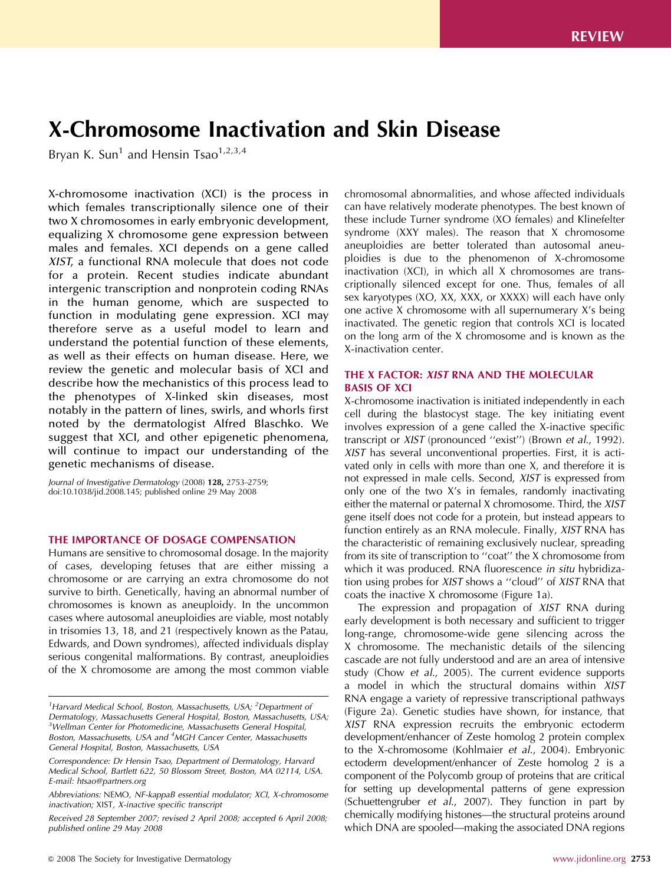REVIEW

# X-Chromosome Inactivation and Skin Disease

Bryan K. Sun[1] and Hensin Tsao[1,2,3,4]

**X-chromosome inactivation (XCI) is the process in which females transcriptionally silence one of their two X chromosomes in early embryonic development, equalizing X chromosome gene expression between males and females. XCI depends on a gene called *XIST*, a functional RNA molecule that does not code for a protein. Recent studies indicate abundant intergenic transcription and nonprotein coding RNAs in the human genome, which are suspected to function in modulating gene expression. XCI may therefore serve as a useful model to learn and understand the potential function of these elements, as well as their effects on human disease. Here, we review the genetic and molecular basis of XCI and describe how the mechanistics of this process lead to the phenotypes of X-linked skin diseases, most notably in the pattern of lines, swirls, and whorls first noted by the dermatologist Alfred Blaschko. We suggest that XCI, and other epigenetic phenomena, will continue to impact our understanding of the genetic mechanisms of disease.**

*Journal of Investigative Dermatology* (2008) **128,** 2753–2759; doi:10.1038/jid.2008.145; published online 29 May 2008

## THE IMPORTANCE OF DOSAGE COMPENSATION

Humans are sensitive to chromosomal dosage. In the majority of cases, developing fetuses that are either missing a chromosome or are carrying an extra chromosome do not survive to birth. Genetically, having an abnormal number of chromosomes is known as aneuploidy. In the uncommon cases where autosomal aneuploidies are viable, most notably in trisomies 13, 18, and 21 (respectively known as the Patau, Edwards, and Down syndromes), affected individuals display serious congenital malformations. By contrast, aneuploidies of the X chromosome are among the most common viable chromosomal abnormalities, and whose affected individuals can have relatively moderate phenotypes. The best known of these include Turner syndrome (XO females) and Klinefelter syndrome (XXY males). The reason that X chromosome aneuploidies are better tolerated than autosomal aneuploidies is due to the phenomenon of X-chromosome inactivation (XCI), in which all X chromosomes are transcriptionally silenced except for one. Thus, females of all sex karyotypes (XO, XX, XXX, or XXXX) will each have only one active X chromosome with all supernumerary X's being inactivated. The genetic region that controls XCI is located on the long arm of the X chromosome and is known as the X-inactivation center.

## THE X FACTOR: *XIST* RNA AND THE MOLECULAR BASIS OF XCI

X-chromosome inactivation is initiated independently in each cell during the blastocyst stage. The key initiating event involves expression of a gene called the X-inactive specific transcript or *XIST* (pronounced ''exist'') (Brown *et al.*, 1992). *XIST* has several unconventional properties. First, it is activated only in cells with more than one X, and therefore it is not expressed in male cells. Second, *XIST* is expressed from only one of the two X's in females, randomly inactivating either the maternal or paternal X chromosome. Third, the *XIST* gene itself does not code for a protein, but instead appears to function entirely as an RNA molecule. Finally, *XIST* RNA has the characteristic of remaining exclusively nuclear, spreading from its site of transcription to ''coat'' the X chromosome from which it was produced. RNA fluorescence *in situ* hybridization using probes for *XIST* shows a ''cloud'' of *XIST* RNA that coats the inactive X chromosome (Figure 1a).

The expression and propagation of *XIST* RNA during early development is both necessary and sufficient to trigger long-range, chromosome-wide gene silencing across the X chromosome. The mechanistic details of the silencing cascade are not fully understood and are an area of intensive study (Chow *et al.*, 2005). The current evidence supports a model in which the structural domains within *XIST* RNA engage a variety of repressive transcriptional pathways (Figure 2a). Genetic studies have shown, for instance, that *XIST* RNA expression recruits the embryonic ectoderm development/enhancer of Zeste homolog 2 protein complex to the X-chromosome (Kohlmaier *et al.*, 2004). Embryonic ectoderm development/enhancer of Zeste homolog 2 is a component of the Polycomb group of proteins that are critical for setting up developmental patterns of gene expression (Schuettengruber *et al.*, 2007). They function in part by chemically modifying histones—the structural proteins around which DNA are spooled—making the associated DNA regions

---

[1]Harvard Medical School, Boston, Massachusetts, USA; [2]Department of Dermatology, Massachusetts General Hospital, Boston, Massachusetts, USA; [3]Wellman Center for Photomedicine, Massachusetts General Hospital, Boston, Massachusetts, USA and [4]MGH Cancer Center, Massachusetts General Hospital, Boston, Massachusetts, USA

Correspondence: Dr Hensin Tsao, Department of Dermatology, Harvard Medical School, Bartlett 622, 50 Blossom Street, Boston, MA 02114, USA. E-mail: htsao@partners.org

Abbreviations: NEMO, NF-kappaB essential modulator; XCI, X-chromosome inactivation; XIST, X-inactive specific transcript

Received 28 September 2007; revised 2 April 2008; accepted 6 April 2008; published online 29 May 2008

© 2008 The Society for Investigative Dermatology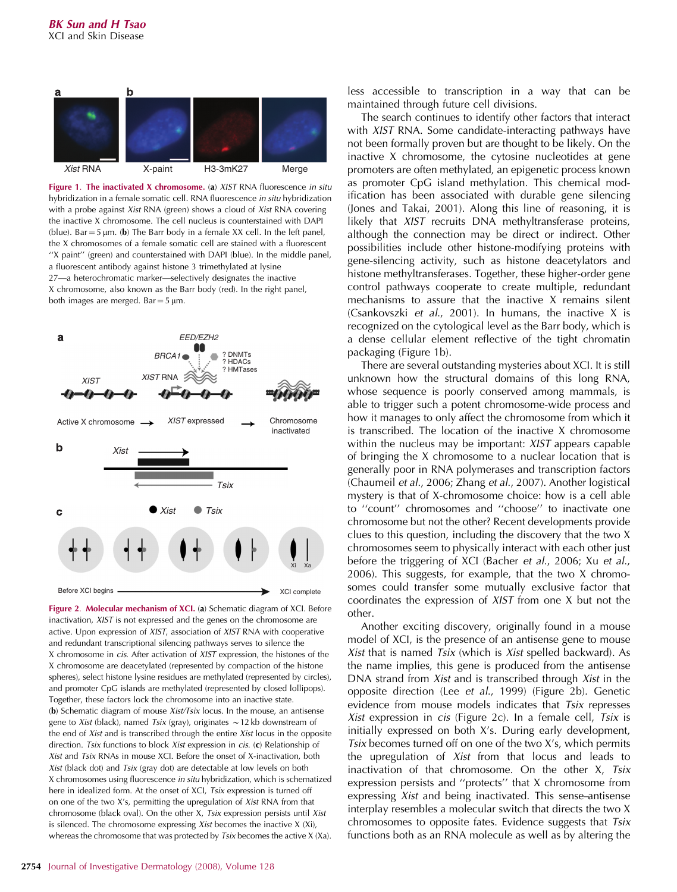**Figure 1. The inactivated X chromosome.** (**a**) *XIST* RNA fluorescence *in situ* hybridization in a female somatic cell. RNA fluorescence *in situ* hybridization with a probe against *Xist* RNA (green) shows a cloud of *Xist* RNA covering the inactive X chromosome. The cell nucleus is counterstained with DAPI (blue). Bar = 5 μm. (**b**) The Barr body in a female XX cell. In the left panel, the X chromosomes of a female somatic cell are stained with a fluorescent "X paint" (green) and counterstained with DAPI (blue). In the middle panel, a fluorescent antibody against histone 3 trimethylated at lysine 27—a heterochromatic marker—selectively designates the inactive X chromosome, also known as the Barr body (red). In the right panel, both images are merged. Bar = 5 μm.

**Figure 2. Molecular mechanism of XCI.** (**a**) Schematic diagram of XCI. Before inactivation, *XIST* is not expressed and the genes on the chromosome are active. Upon expression of *XIST*, association of *XIST* RNA with cooperative and redundant transcriptional silencing pathways serves to silence the X chromosome in *cis*. After activation of *XIST* expression, the histones of the X chromosome are deacetylated (represented by compaction of the histone spheres), select histone lysine residues are methylated (represented by circles), and promoter CpG islands are methylated (represented by closed lollipops). Together, these factors lock the chromosome into an inactive state. (**b**) Schematic diagram of mouse *Xist/Tsix* locus. In the mouse, an antisense gene to *Xist* (black), named *Tsix* (gray), originates ~12 kb downstream of the end of *Xist* and is transcribed through the entire *Xist* locus in the opposite direction. *Tsix* functions to block *Xist* expression in *cis*. (**c**) Relationship of *Xist* and *Tsix* RNAs in mouse XCI. Before the onset of X-inactivation, both *Xist* (black dot) and *Tsix* (gray dot) are detectable at low levels on both X chromosomes using fluorescence *in situ* hybridization, which is schematized here in idealized form. At the onset of XCI, *Tsix* expression is turned off on one of the two X's, permitting the upregulation of *Xist* RNA from that chromosome (black oval). On the other X, *Tsix* expression persists until *Xist* is silenced. The chromosome expressing *Xist* becomes the inactive X (Xi), whereas the chromosome that was protected by *Tsix* becomes the active X (Xa).

less accessible to transcription in a way that can be maintained through future cell divisions.

The search continues to identify other factors that interact with *XIST* RNA. Some candidate-interacting pathways have not been formally proven but are thought to be likely. On the inactive X chromosome, the cytosine nucleotides at gene promoters are often methylated, an epigenetic process known as promoter CpG island methylation. This chemical modification has been associated with durable gene silencing (Jones and Takai, 2001). Along this line of reasoning, it is likely that *XIST* recruits DNA methyltransferase proteins, although the connection may be direct or indirect. Other possibilities include other histone-modifying proteins with gene-silencing activity, such as histone deacetylators and histone methyltransferases. Together, these higher-order gene control pathways cooperate to create multiple, redundant mechanisms to assure that the inactive X remains silent (Csankovszki *et al.*, 2001). In humans, the inactive X is recognized on the cytological level as the Barr body, which is a dense cellular element reflective of the tight chromatin packaging (Figure 1b).

There are several outstanding mysteries about XCI. It is still unknown how the structural domains of this long RNA, whose sequence is poorly conserved among mammals, is able to trigger such a potent chromosome-wide process and how it manages to only affect the chromosome from which it is transcribed. The location of the inactive X chromosome within the nucleus may be important: *XIST* appears capable of bringing the X chromosome to a nuclear location that is generally poor in RNA polymerases and transcription factors (Chaumeil *et al.*, 2006; Zhang *et al.*, 2007). Another logistical mystery is that of X-chromosome choice: how is a cell able to "count" chromosomes and "choose" to inactivate one chromosome but not the other? Recent developments provide clues to this question, including the discovery that the two X chromosomes seem to physically interact with each other just before the triggering of XCI (Bacher *et al.*, 2006; Xu *et al.*, 2006). This suggests, for example, that the two X chromosomes could transfer some mutually exclusive factor that coordinates the expression of *XIST* from one X but not the other.

Another exciting discovery, originally found in a mouse model of XCI, is the presence of an antisense gene to mouse *Xist* that is named *Tsix* (which is *Xist* spelled backward). As the name implies, this gene is produced from the antisense DNA strand from *Xist* and is transcribed through *Xist* in the opposite direction (Lee *et al.*, 1999) (Figure 2b). Genetic evidence from mouse models indicates that *Tsix* represses *Xist* expression in *cis* (Figure 2c). In a female cell, *Tsix* is initially expressed on both X's. During early development, *Tsix* becomes turned off on one of the two X's, which permits the upregulation of *Xist* from that locus and leads to inactivation of that chromosome. On the other X, *Tsix* expression persists and "protects" that X chromosome from expressing *Xist* and being inactivated. This sense–antisense interplay resembles a molecular switch that directs the two X chromosomes to opposite fates. Evidence suggests that *Tsix* functions both as an RNA molecule as well as by altering the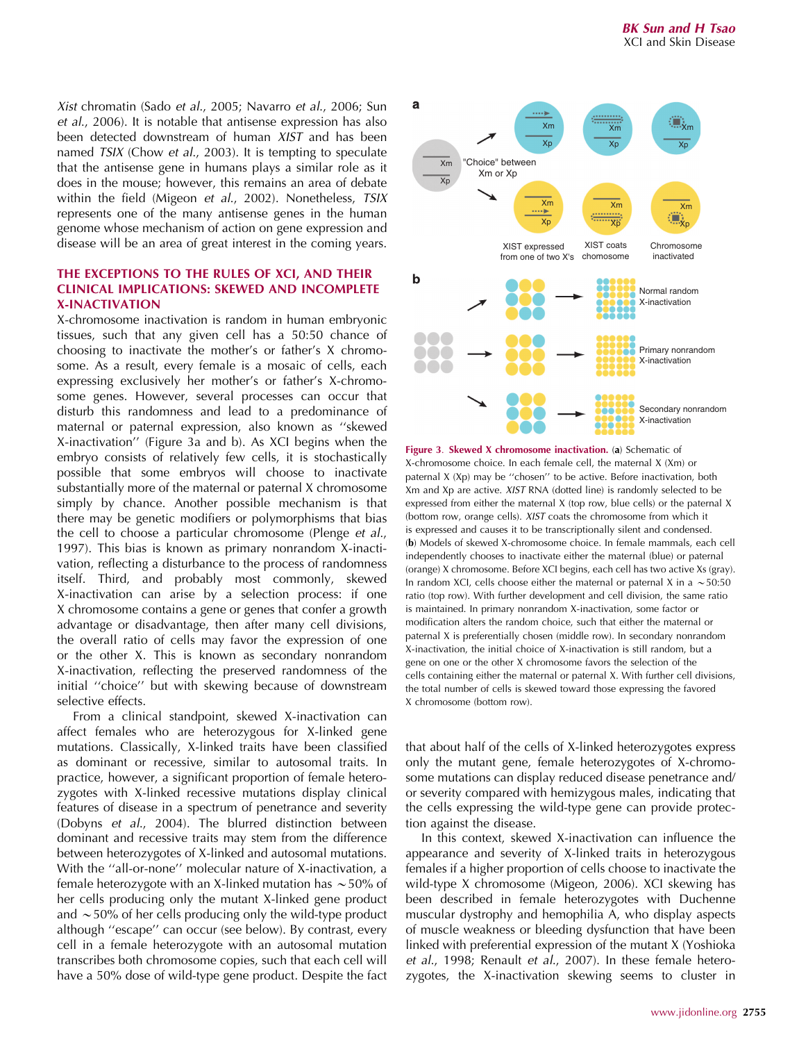*Xist* chromatin (Sado *et al.*, 2005; Navarro *et al.*, 2006; Sun *et al.*, 2006). It is notable that antisense expression has also been detected downstream of human *XIST* and has been named *TSIX* (Chow *et al.*, 2003). It is tempting to speculate that the antisense gene in humans plays a similar role as it does in the mouse; however, this remains an area of debate within the field (Migeon *et al.*, 2002). Nonetheless, *TSIX* represents one of the many antisense genes in the human genome whose mechanism of action on gene expression and disease will be an area of great interest in the coming years.

## THE EXCEPTIONS TO THE RULES OF XCI, AND THEIR CLINICAL IMPLICATIONS: SKEWED AND INCOMPLETE X-INACTIVATION

X-chromosome inactivation is random in human embryonic tissues, such that any given cell has a 50:50 chance of choosing to inactivate the mother's or father's X chromosome. As a result, every female is a mosaic of cells, each expressing exclusively her mother's or father's X-chromosome genes. However, several processes can occur that disturb this randomness and lead to a predominance of maternal or paternal expression, also known as ''skewed X-inactivation'' (Figure 3a and b). As XCI begins when the embryo consists of relatively few cells, it is stochastically possible that some embryos will choose to inactivate substantially more of the maternal or paternal X chromosome simply by chance. Another possible mechanism is that there may be genetic modifiers or polymorphisms that bias the cell to choose a particular chromosome (Plenge *et al.*, 1997). This bias is known as primary nonrandom X-inactivation, reflecting a disturbance to the process of randomness itself. Third, and probably most commonly, skewed X-inactivation can arise by a selection process: if one X chromosome contains a gene or genes that confer a growth advantage or disadvantage, then after many cell divisions, the overall ratio of cells may favor the expression of one or the other X. This is known as secondary nonrandom X-inactivation, reflecting the preserved randomness of the initial ''choice'' but with skewing because of downstream selective effects.

From a clinical standpoint, skewed X-inactivation can affect females who are heterozygous for X-linked gene mutations. Classically, X-linked traits have been classified as dominant or recessive, similar to autosomal traits. In practice, however, a significant proportion of female heterozygotes with X-linked recessive mutations display clinical features of disease in a spectrum of penetrance and severity (Dobyns *et al.*, 2004). The blurred distinction between dominant and recessive traits may stem from the difference between heterozygotes of X-linked and autosomal mutations. With the ''all-or-none'' molecular nature of X-inactivation, a female heterozygote with an X-linked mutation has ∼50% of her cells producing only the mutant X-linked gene product and ∼50% of her cells producing only the wild-type product although ''escape'' can occur (see below). By contrast, every cell in a female heterozygote with an autosomal mutation transcribes both chromosome copies, such that each cell will have a 50% dose of wild-type gene product. Despite the fact that about half of the cells of X-linked heterozygotes express only the mutant gene, female heterozygotes of X-chromosome mutations can display reduced disease penetrance and/or severity compared with hemizygous males, indicating that the cells expressing the wild-type gene can provide protection against the disease.

In this context, skewed X-inactivation can influence the appearance and severity of X-linked traits in heterozygous females if a higher proportion of cells choose to inactivate the wild-type X chromosome (Migeon, 2006). XCI skewing has been described in female heterozygotes with Duchenne muscular dystrophy and hemophilia A, who display aspects of muscle weakness or bleeding dysfunction that have been linked with preferential expression of the mutant X (Yoshioka *et al.*, 1998; Renault *et al.*, 2007). In these female heterozygotes, the X-inactivation skewing seems to cluster in

a

Xm
Xp
"Choice" between Xm or Xp
XIST expressed from one of two X's
XIST coats chomosome
Chromosome inactivated

b

Normal random X-inactivation
Primary nonrandom X-inactivation
Secondary nonrandom X-inactivation

**Figure 3. Skewed X chromosome inactivation.** (**a**) Schematic of X-chromosome choice. In each female cell, the maternal X (Xm) or paternal X (Xp) may be ''chosen'' to be active. Before inactivation, both Xm and Xp are active. *XIST* RNA (dotted line) is randomly selected to be expressed from either the maternal X (top row, blue cells) or the paternal X (bottom row, orange cells). *XIST* coats the chromosome from which it is expressed and causes it to be transcriptionally silent and condensed. (**b**) Models of skewed X-chromosome choice. In female mammals, each cell independently chooses to inactivate either the maternal (blue) or paternal (orange) X chromosome. Before XCI begins, each cell has two active Xs (gray). In random XCI, cells choose either the maternal or paternal X in a ∼50:50 ratio (top row). With further development and cell division, the same ratio is maintained. In primary nonrandom X-inactivation, some factor or modification alters the random choice, such that either the maternal or paternal X is preferentially chosen (middle row). In secondary nonrandom X-inactivation, the initial choice of X-inactivation is still random, but a gene on one or the other X chromosome favors the selection of the cells containing either the maternal or paternal X. With further cell divisions, the total number of cells is skewed toward those expressing the favored X chromosome (bottom row).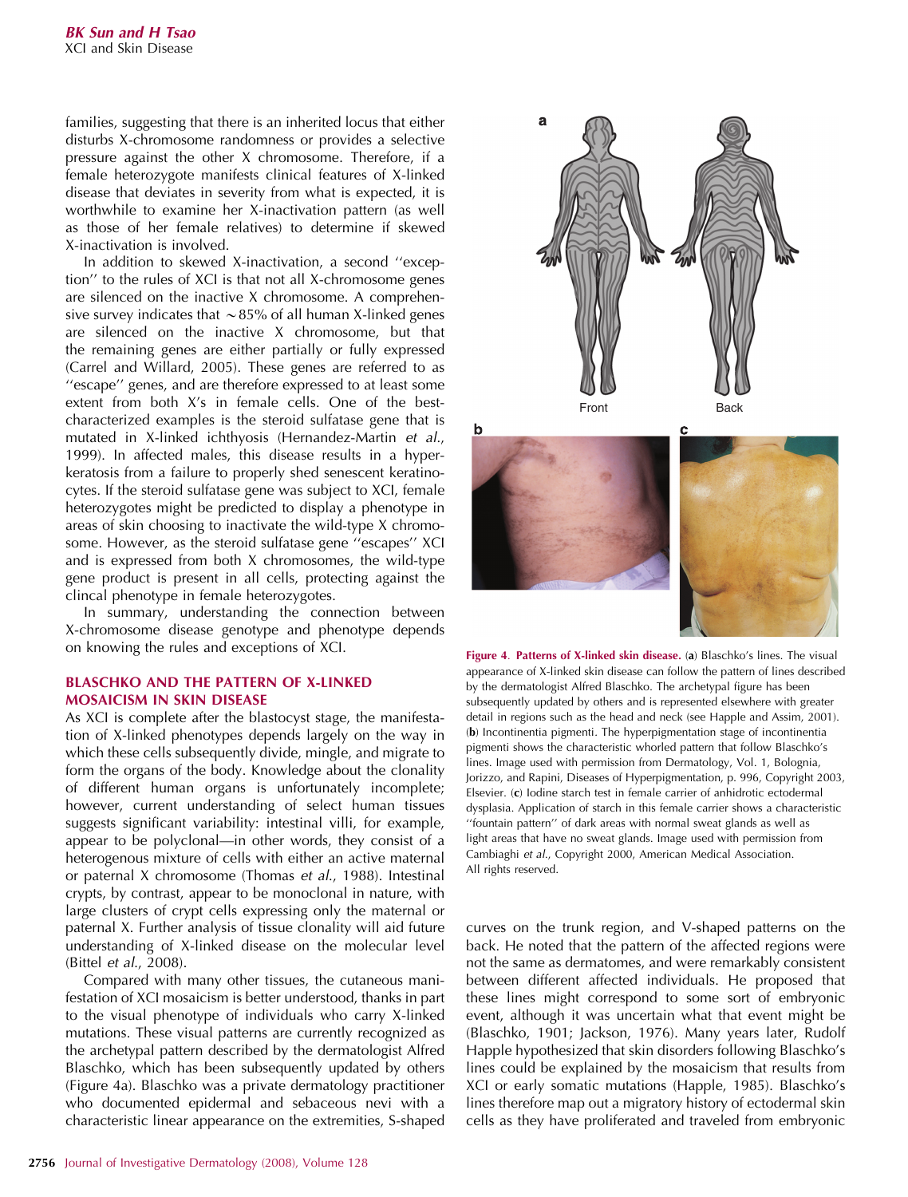families, suggesting that there is an inherited locus that either disturbs X-chromosome randomness or provides a selective pressure against the other X chromosome. Therefore, if a female heterozygote manifests clinical features of X-linked disease that deviates in severity from what is expected, it is worthwhile to examine her X-inactivation pattern (as well as those of her female relatives) to determine if skewed X-inactivation is involved.

In addition to skewed X-inactivation, a second ''exception'' to the rules of XCI is that not all X-chromosome genes are silenced on the inactive X chromosome. A comprehensive survey indicates that ~85% of all human X-linked genes are silenced on the inactive X chromosome, but that the remaining genes are either partially or fully expressed (Carrel and Willard, 2005). These genes are referred to as ''escape'' genes, and are therefore expressed to at least some extent from both X's in female cells. One of the best-characterized examples is the steroid sulfatase gene that is mutated in X-linked ichthyosis (Hernandez-Martin *et al.*, 1999). In affected males, this disease results in a hyperkeratosis from a failure to properly shed senescent keratinocytes. If the steroid sulfatase gene was subject to XCI, female heterozygotes might be predicted to display a phenotype in areas of skin choosing to inactivate the wild-type X chromosome. However, as the steroid sulfatase gene ''escapes'' XCI and is expressed from both X chromosomes, the wild-type gene product is present in all cells, protecting against the clincal phenotype in female heterozygotes.

In summary, understanding the connection between X-chromosome disease genotype and phenotype depends on knowing the rules and exceptions of XCI.

## BLASCHKO AND THE PATTERN OF X-LINKED MOSAICISM IN SKIN DISEASE

As XCI is complete after the blastocyst stage, the manifestation of X-linked phenotypes depends largely on the way in which these cells subsequently divide, mingle, and migrate to form the organs of the body. Knowledge about the clonality of different human organs is unfortunately incomplete; however, current understanding of select human tissues suggests significant variability: intestinal villi, for example, appear to be polyclonal—in other words, they consist of a heterogenous mixture of cells with either an active maternal or paternal X chromosome (Thomas *et al.*, 1988). Intestinal crypts, by contrast, appear to be monoclonal in nature, with large clusters of crypt cells expressing only the maternal or paternal X. Further analysis of tissue clonality will aid future understanding of X-linked disease on the molecular level (Bittel *et al.*, 2008).

Compared with many other tissues, the cutaneous manifestation of XCI mosaicism is better understood, thanks in part to the visual phenotype of individuals who carry X-linked mutations. These visual patterns are currently recognized as the archetypal pattern described by the dermatologist Alfred Blaschko, which has been subsequently updated by others (Figure 4a). Blaschko was a private dermatology practitioner who documented epidermal and sebaceous nevi with a characteristic linear appearance on the extremities, S-shaped curves on the trunk region, and V-shaped patterns on the back. He noted that the pattern of the affected regions were not the same as dermatomes, and were remarkably consistent between different affected individuals. He proposed that these lines might correspond to some sort of embryonic event, although it was uncertain what that event might be (Blaschko, 1901; Jackson, 1976). Many years later, Rudolf Happle hypothesized that skin disorders following Blaschko's lines could be explained by the mosaicism that results from XCI or early somatic mutations (Happle, 1985). Blaschko's lines therefore map out a migratory history of ectodermal skin cells as they have proliferated and traveled from embryonic

**Figure 4. Patterns of X-linked skin disease.** (**a**) Blaschko's lines. The visual appearance of X-linked skin disease can follow the pattern of lines described by the dermatologist Alfred Blaschko. The archetypal figure has been subsequently updated by others and is represented elsewhere with greater detail in regions such as the head and neck (see Happle and Assim, 2001). (**b**) Incontinentia pigmenti. The hyperpigmentation stage of incontinentia pigmenti shows the characteristic whorled pattern that follow Blaschko's lines. Image used with permission from Dermatology, Vol. 1, Bolognia, Jorizzo, and Rapini, Diseases of Hyperpigmentation, p. 996, Copyright 2003, Elsevier. (**c**) Iodine starch test in female carrier of anhidrotic ectodermal dysplasia. Application of starch in this female carrier shows a characteristic ''fountain pattern'' of dark areas with normal sweat glands as well as light areas that have no sweat glands. Image used with permission from Cambiaghi *et al.*, Copyright 2000, American Medical Association. All rights reserved.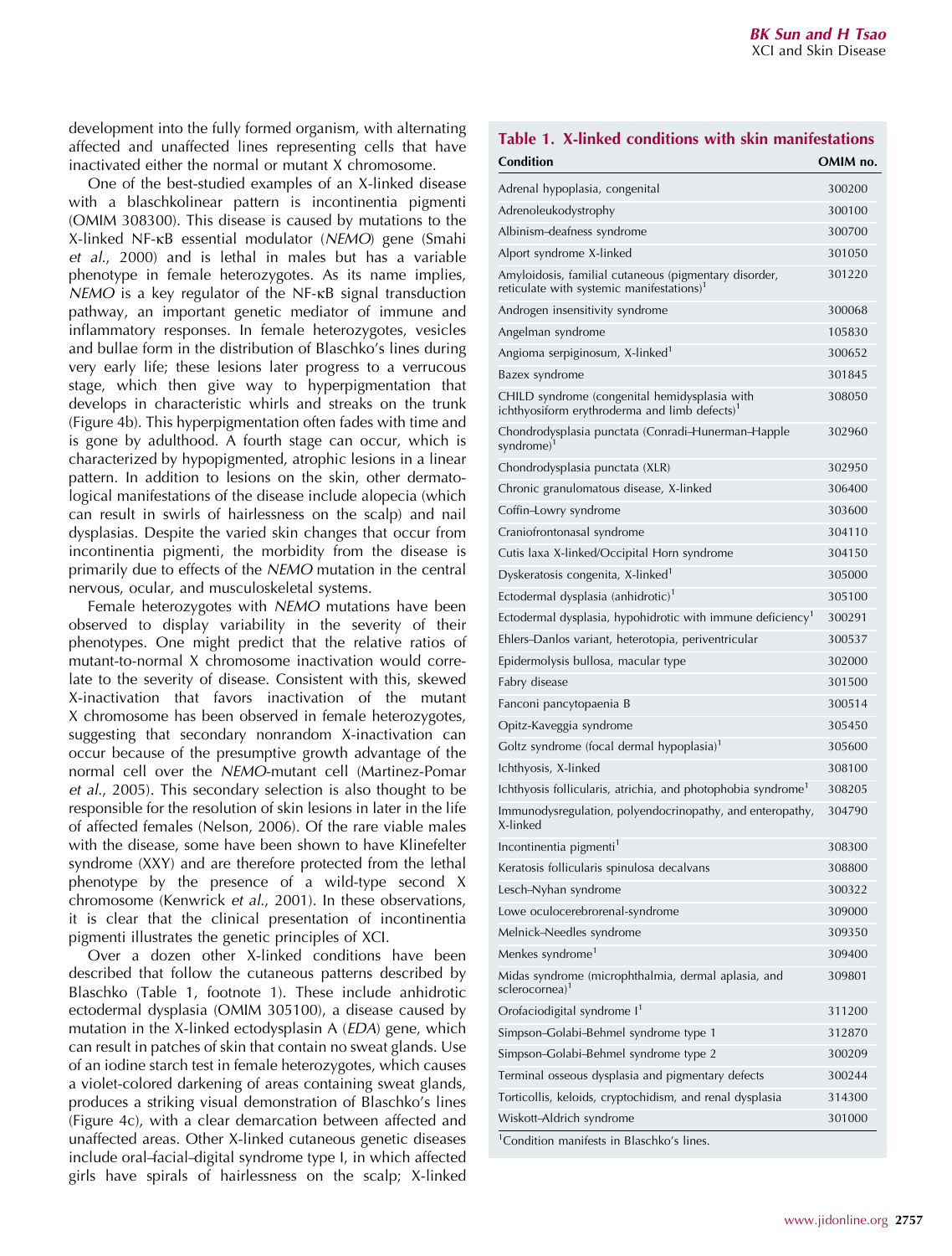development into the fully formed organism, with alternating affected and unaffected lines representing cells that have inactivated either the normal or mutant X chromosome.

One of the best-studied examples of an X-linked disease with a blaschkolinear pattern is incontinentia pigmenti (OMIM 308300). This disease is caused by mutations to the X-linked NF-κB essential modulator (*NEMO*) gene (Smahi *et al.*, 2000) and is lethal in males but has a variable phenotype in female heterozygotes. As its name implies, *NEMO* is a key regulator of the NF-κB signal transduction pathway, an important genetic mediator of immune and inflammatory responses. In female heterozygotes, vesicles and bullae form in the distribution of Blaschko's lines during very early life; these lesions later progress to a verrucous stage, which then give way to hyperpigmentation that develops in characteristic whirls and streaks on the trunk (Figure 4b). This hyperpigmentation often fades with time and is gone by adulthood. A fourth stage can occur, which is characterized by hypopigmented, atrophic lesions in a linear pattern. In addition to lesions on the skin, other dermatological manifestations of the disease include alopecia (which can result in swirls of hairlessness on the scalp) and nail dysplasias. Despite the varied skin changes that occur from incontinentia pigmenti, the morbidity from the disease is primarily due to effects of the *NEMO* mutation in the central nervous, ocular, and musculoskeletal systems.

Female heterozygotes with *NEMO* mutations have been observed to display variability in the severity of their phenotypes. One might predict that the relative ratios of mutant-to-normal X chromosome inactivation would correlate to the severity of disease. Consistent with this, skewed X-inactivation that favors inactivation of the mutant X chromosome has been observed in female heterozygotes, suggesting that secondary nonrandom X-inactivation can occur because of the presumptive growth advantage of the normal cell over the *NEMO*-mutant cell (Martinez-Pomar *et al.*, 2005). This secondary selection is also thought to be responsible for the resolution of skin lesions in later in the life of affected females (Nelson, 2006). Of the rare viable males with the disease, some have been shown to have Klinefelter syndrome (XXY) and are therefore protected from the lethal phenotype by the presence of a wild-type second X chromosome (Kenwrick *et al.*, 2001). In these observations, it is clear that the clinical presentation of incontinentia pigmenti illustrates the genetic principles of XCI.

Over a dozen other X-linked conditions have been described that follow the cutaneous patterns described by Blaschko (Table 1, footnote 1). These include anhidrotic ectodermal dysplasia (OMIM 305100), a disease caused by mutation in the X-linked ectodysplasin A (*EDA*) gene, which can result in patches of skin that contain no sweat glands. Use of an iodine starch test in female heterozygotes, which causes a violet-colored darkening of areas containing sweat glands, produces a striking visual demonstration of Blaschko's lines (Figure 4c), with a clear demarcation between affected and unaffected areas. Other X-linked cutaneous genetic diseases include oral–facial–digital syndrome type I, in which affected girls have spirals of hairlessness on the scalp; X-linked

**Table 1. X-linked conditions with skin manifestations**

| Condition | OMIM no. |
|---|---|
| Adrenal hypoplasia, congenital | 300200 |
| Adrenoleukodystrophy | 300100 |
| Albinism–deafness syndrome | 300700 |
| Alport syndrome X-linked | 301050 |
| Amyloidosis, familial cutaneous (pigmentary disorder, reticulate with systemic manifestations)[1] | 301220 |
| Androgen insensitivity syndrome | 300068 |
| Angelman syndrome | 105830 |
| Angioma serpiginosum, X-linked[1] | 300652 |
| Bazex syndrome | 301845 |
| CHILD syndrome (congenital hemidysplasia with ichthyosiform erythroderma and limb defects)[1] | 308050 |
| Chondrodysplasia punctata (Conradi–Hunerman–Happle syndrome)[1] | 302960 |
| Chondrodysplasia punctata (XLR) | 302950 |
| Chronic granulomatous disease, X-linked | 306400 |
| Coffin–Lowry syndrome | 303600 |
| Craniofrontonasal syndrome | 304110 |
| Cutis laxa X-linked/Occipital Horn syndrome | 304150 |
| Dyskeratosis congenita, X-linked[1] | 305000 |
| Ectodermal dysplasia (anhidrotic)[1] | 305100 |
| Ectodermal dysplasia, hypohidrotic with immune deficiency[1] | 300291 |
| Ehlers–Danlos variant, heterotopia, periventricular | 300537 |
| Epidermolysis bullosa, macular type | 302000 |
| Fabry disease | 301500 |
| Fanconi pancytopaenia B | 300514 |
| Opitz-Kaveggia syndrome | 305450 |
| Goltz syndrome (focal dermal hypoplasia)[1] | 305600 |
| Ichthyosis, X-linked | 308100 |
| Ichthyosis follicularis, atrichia, and photophobia syndrome[1] | 308205 |
| Immunodysregulation, polyendocrinopathy, and enteropathy, X-linked | 304790 |
| Incontinentia pigmenti[1] | 308300 |
| Keratosis follicularis spinulosa decalvans | 308800 |
| Lesch–Nyhan syndrome | 300322 |
| Lowe oculocerebrorenal-syndrome | 309000 |
| Melnick–Needles syndrome | 309350 |
| Menkes syndrome[1] | 309400 |
| Midas syndrome (microphthalmia, dermal aplasia, and sclerocornea)[1] | 309801 |
| Orofaciodigital syndrome I[1] | 311200 |
| Simpson–Golabi–Behmel syndrome type 1 | 312870 |
| Simpson–Golabi–Behmel syndrome type 2 | 300209 |
| Terminal osseous dysplasia and pigmentary defects | 300244 |
| Torticollis, keloids, cryptochidism, and renal dysplasia | 314300 |
| Wiskott–Aldrich syndrome | 301000 |

[1]Condition manifests in Blaschko's lines.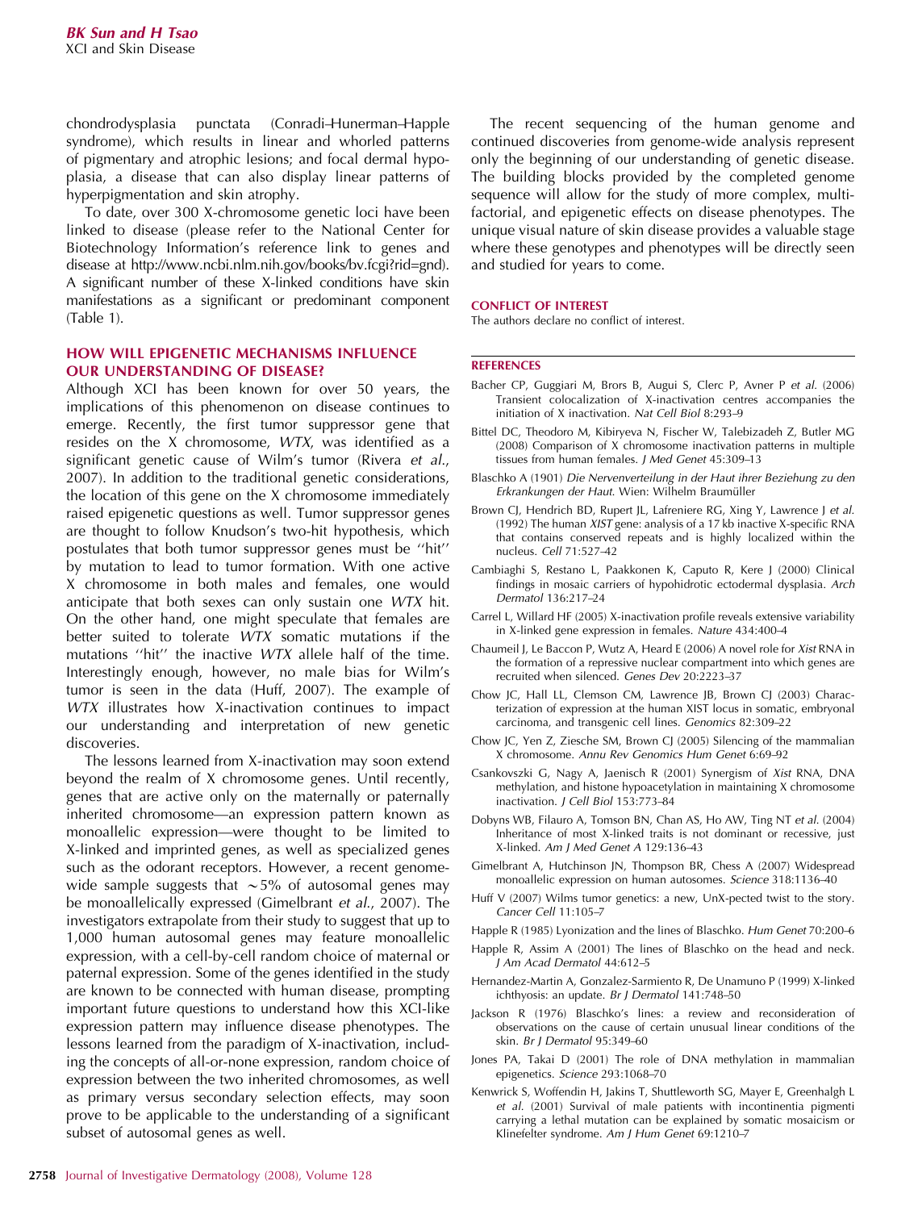chondrodysplasia punctata (Conradi–Hunerman–Happle syndrome), which results in linear and whorled patterns of pigmentary and atrophic lesions; and focal dermal hypoplasia, a disease that can also display linear patterns of hyperpigmentation and skin atrophy.

To date, over 300 X-chromosome genetic loci have been linked to disease (please refer to the National Center for Biotechnology Information's reference link to genes and disease at http://www.ncbi.nlm.nih.gov/books/bv.fcgi?rid=gnd). A significant number of these X-linked conditions have skin manifestations as a significant or predominant component (Table 1).

## HOW WILL EPIGENETIC MECHANISMS INFLUENCE OUR UNDERSTANDING OF DISEASE?

Although XCI has been known for over 50 years, the implications of this phenomenon on disease continues to emerge. Recently, the first tumor suppressor gene that resides on the X chromosome, *WTX*, was identified as a significant genetic cause of Wilm's tumor (Rivera *et al.*, 2007). In addition to the traditional genetic considerations, the location of this gene on the X chromosome immediately raised epigenetic questions as well. Tumor suppressor genes are thought to follow Knudson's two-hit hypothesis, which postulates that both tumor suppressor genes must be ''hit'' by mutation to lead to tumor formation. With one active X chromosome in both males and females, one would anticipate that both sexes can only sustain one *WTX* hit. On the other hand, one might speculate that females are better suited to tolerate *WTX* somatic mutations if the mutations ''hit'' the inactive *WTX* allele half of the time. Interestingly enough, however, no male bias for Wilm's tumor is seen in the data (Huff, 2007). The example of *WTX* illustrates how X-inactivation continues to impact our understanding and interpretation of new genetic discoveries.

The lessons learned from X-inactivation may soon extend beyond the realm of X chromosome genes. Until recently, genes that are active only on the maternally or paternally inherited chromosome—an expression pattern known as monoallelic expression—were thought to be limited to X-linked and imprinted genes, as well as specialized genes such as the odorant receptors. However, a recent genome-wide sample suggests that ~5% of autosomal genes may be monoallelically expressed (Gimelbrant *et al.*, 2007). The investigators extrapolate from their study to suggest that up to 1,000 human autosomal genes may feature monoallelic expression, with a cell-by-cell random choice of maternal or paternal expression. Some of the genes identified in the study are known to be connected with human disease, prompting important future questions to understand how this XCI-like expression pattern may influence disease phenotypes. The lessons learned from the paradigm of X-inactivation, including the concepts of all-or-none expression, random choice of expression between the two inherited chromosomes, as well as primary versus secondary selection effects, may soon prove to be applicable to the understanding of a significant subset of autosomal genes as well.

The recent sequencing of the human genome and continued discoveries from genome-wide analysis represent only the beginning of our understanding of genetic disease. The building blocks provided by the completed genome sequence will allow for the study of more complex, multi-factorial, and epigenetic effects on disease phenotypes. The unique visual nature of skin disease provides a valuable stage where these genotypes and phenotypes will be directly seen and studied for years to come.

### CONFLICT OF INTEREST

The authors declare no conflict of interest.

### REFERENCES

Bacher CP, Guggiari M, Brors B, Augui S, Clerc P, Avner P *et al.* (2006) Transient colocalization of X-inactivation centres accompanies the initiation of X inactivation. *Nat Cell Biol* 8:293–9

Bittel DC, Theodoro M, Kibiryeva N, Fischer W, Talebizadeh Z, Butler MG (2008) Comparison of X chromosome inactivation patterns in multiple tissues from human females. *J Med Genet* 45:309–13

Blaschko A (1901) *Die Nervenverteilung in der Haut ihrer Beziehung zu den Erkrankungen der Haut*. Wien: Wilhelm Braumüller

Brown CJ, Hendrich BD, Rupert JL, Lafreniere RG, Xing Y, Lawrence J *et al.* (1992) The human *XIST* gene: analysis of a 17 kb inactive X-specific RNA that contains conserved repeats and is highly localized within the nucleus. *Cell* 71:527–42

Cambiaghi S, Restano L, Paakkonen K, Caputo R, Kere J (2000) Clinical findings in mosaic carriers of hypohidrotic ectodermal dysplasia. *Arch Dermatol* 136:217–24

Carrel L, Willard HF (2005) X-inactivation profile reveals extensive variability in X-linked gene expression in females. *Nature* 434:400–4

Chaumeil J, Le Baccon P, Wutz A, Heard E (2006) A novel role for *Xist* RNA in the formation of a repressive nuclear compartment into which genes are recruited when silenced. *Genes Dev* 20:2223–37

Chow JC, Hall LL, Clemson CM, Lawrence JB, Brown CJ (2003) Characterization of expression at the human XIST locus in somatic, embryonal carcinoma, and transgenic cell lines. *Genomics* 82:309–22

Chow JC, Yen Z, Ziesche SM, Brown CJ (2005) Silencing of the mammalian X chromosome. *Annu Rev Genomics Hum Genet* 6:69–92

Csankovszki G, Nagy A, Jaenisch R (2001) Synergism of *Xist* RNA, DNA methylation, and histone hypoacetylation in maintaining X chromosome inactivation. *J Cell Biol* 153:773–84

Dobyns WB, Filauro A, Tomson BN, Chan AS, Ho AW, Ting NT *et al.* (2004) Inheritance of most X-linked traits is not dominant or recessive, just X-linked. *Am J Med Genet A* 129:136–43

Gimelbrant A, Hutchinson JN, Thompson BR, Chess A (2007) Widespread monoallelic expression on human autosomes. *Science* 318:1136–40

Huff V (2007) Wilms tumor genetics: a new, UnX-pected twist to the story. *Cancer Cell* 11:105–7

Happle R (1985) Lyonization and the lines of Blaschko. *Hum Genet* 70:200–6

Happle R, Assim A (2001) The lines of Blaschko on the head and neck. *J Am Acad Dermatol* 44:612–5

Hernandez-Martin A, Gonzalez-Sarmiento R, De Unamuno P (1999) X-linked ichthyosis: an update. *Br J Dermatol* 141:748–50

Jackson R (1976) Blaschko's lines: a review and reconsideration of observations on the cause of certain unusual linear conditions of the skin. *Br J Dermatol* 95:349–60

Jones PA, Takai D (2001) The role of DNA methylation in mammalian epigenetics. *Science* 293:1068–70

Kenwrick S, Woffendin H, Jakins T, Shuttleworth SG, Mayer E, Greenhalgh L *et al.* (2001) Survival of male patients with incontinentia pigmenti carrying a lethal mutation can be explained by somatic mosaicism or Klinefelter syndrome. *Am J Hum Genet* 69:1210–7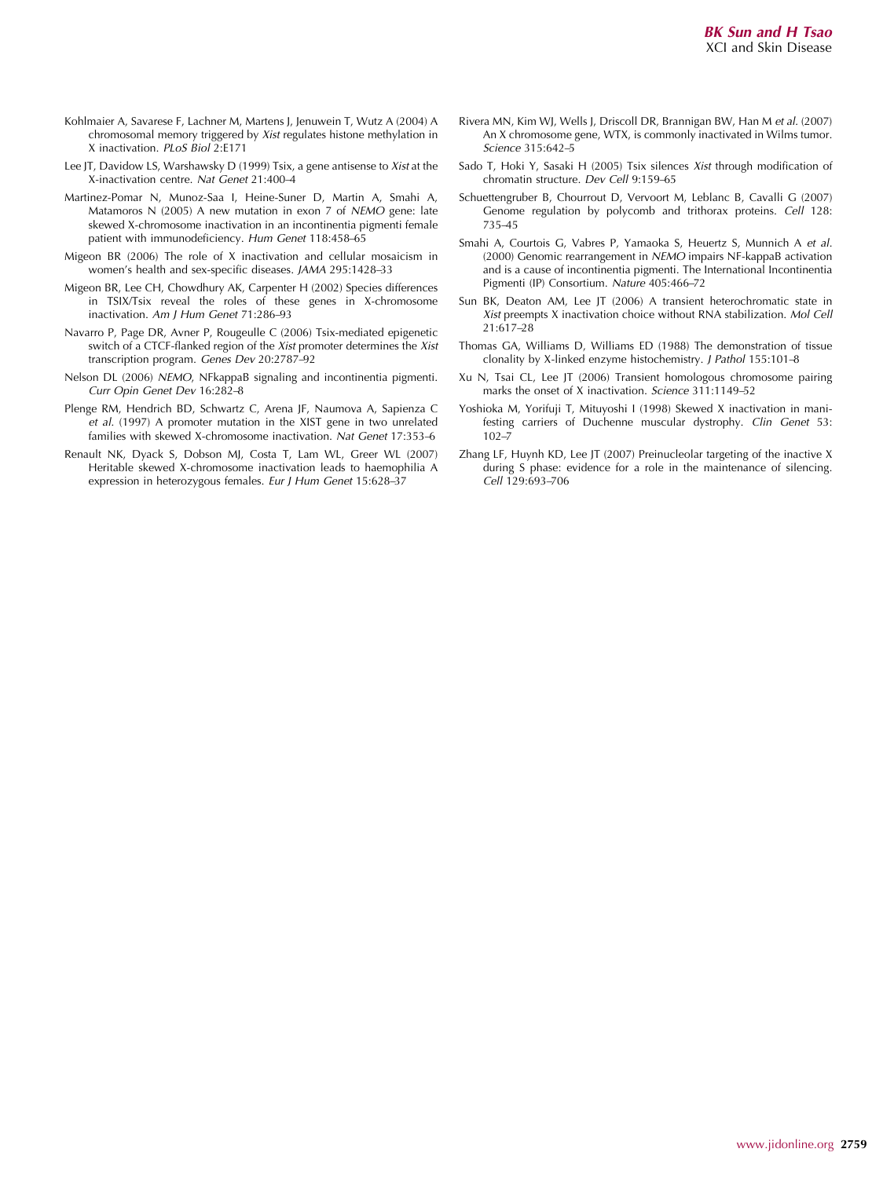Kohlmaier A, Savarese F, Lachner M, Martens J, Jenuwein T, Wutz A (2004) A chromosomal memory triggered by *Xist* regulates histone methylation in X inactivation. *PLoS Biol* 2:E171

Lee JT, Davidow LS, Warshawsky D (1999) Tsix, a gene antisense to *Xist* at the X-inactivation centre. *Nat Genet* 21:400–4

Martinez-Pomar N, Munoz-Saa I, Heine-Suner D, Martin A, Smahi A, Matamoros N (2005) A new mutation in exon 7 of *NEMO* gene: late skewed X-chromosome inactivation in an incontinentia pigmenti female patient with immunodeficiency. *Hum Genet* 118:458–65

Migeon BR (2006) The role of X inactivation and cellular mosaicism in women's health and sex-specific diseases. *JAMA* 295:1428–33

Migeon BR, Lee CH, Chowdhury AK, Carpenter H (2002) Species differences in TSIX/Tsix reveal the roles of these genes in X-chromosome inactivation. *Am J Hum Genet* 71:286–93

Navarro P, Page DR, Avner P, Rougeulle C (2006) Tsix-mediated epigenetic switch of a CTCF-flanked region of the *Xist* promoter determines the *Xist* transcription program. *Genes Dev* 20:2787–92

Nelson DL (2006) *NEMO*, NFkappaB signaling and incontinentia pigmenti. *Curr Opin Genet Dev* 16:282–8

Plenge RM, Hendrich BD, Schwartz C, Arena JF, Naumova A, Sapienza C *et al.* (1997) A promoter mutation in the XIST gene in two unrelated families with skewed X-chromosome inactivation. *Nat Genet* 17:353–6

Renault NK, Dyack S, Dobson MJ, Costa T, Lam WL, Greer WL (2007) Heritable skewed X-chromosome inactivation leads to haemophilia A expression in heterozygous females. *Eur J Hum Genet* 15:628–37

Rivera MN, Kim WJ, Wells J, Driscoll DR, Brannigan BW, Han M *et al.* (2007) An X chromosome gene, WTX, is commonly inactivated in Wilms tumor. *Science* 315:642–5

Sado T, Hoki Y, Sasaki H (2005) Tsix silences *Xist* through modification of chromatin structure. *Dev Cell* 9:159–65

Schuettengruber B, Chourrout D, Vervoort M, Leblanc B, Cavalli G (2007) Genome regulation by polycomb and trithorax proteins. *Cell* 128: 735–45

Smahi A, Courtois G, Vabres P, Yamaoka S, Heuertz S, Munnich A *et al.* (2000) Genomic rearrangement in *NEMO* impairs NF-kappaB activation and is a cause of incontinentia pigmenti. The International Incontinentia Pigmenti (IP) Consortium. *Nature* 405:466–72

Sun BK, Deaton AM, Lee JT (2006) A transient heterochromatic state in *Xist* preempts X inactivation choice without RNA stabilization. *Mol Cell* 21:617–28

Thomas GA, Williams D, Williams ED (1988) The demonstration of tissue clonality by X-linked enzyme histochemistry. *J Pathol* 155:101–8

Xu N, Tsai CL, Lee JT (2006) Transient homologous chromosome pairing marks the onset of X inactivation. *Science* 311:1149–52

Yoshioka M, Yorifuji T, Mituyoshi I (1998) Skewed X inactivation in manifesting carriers of Duchenne muscular dystrophy. *Clin Genet* 53: 102–7

Zhang LF, Huynh KD, Lee JT (2007) Preinucleolar targeting of the inactive X during S phase: evidence for a role in the maintenance of silencing. *Cell* 129:693–706